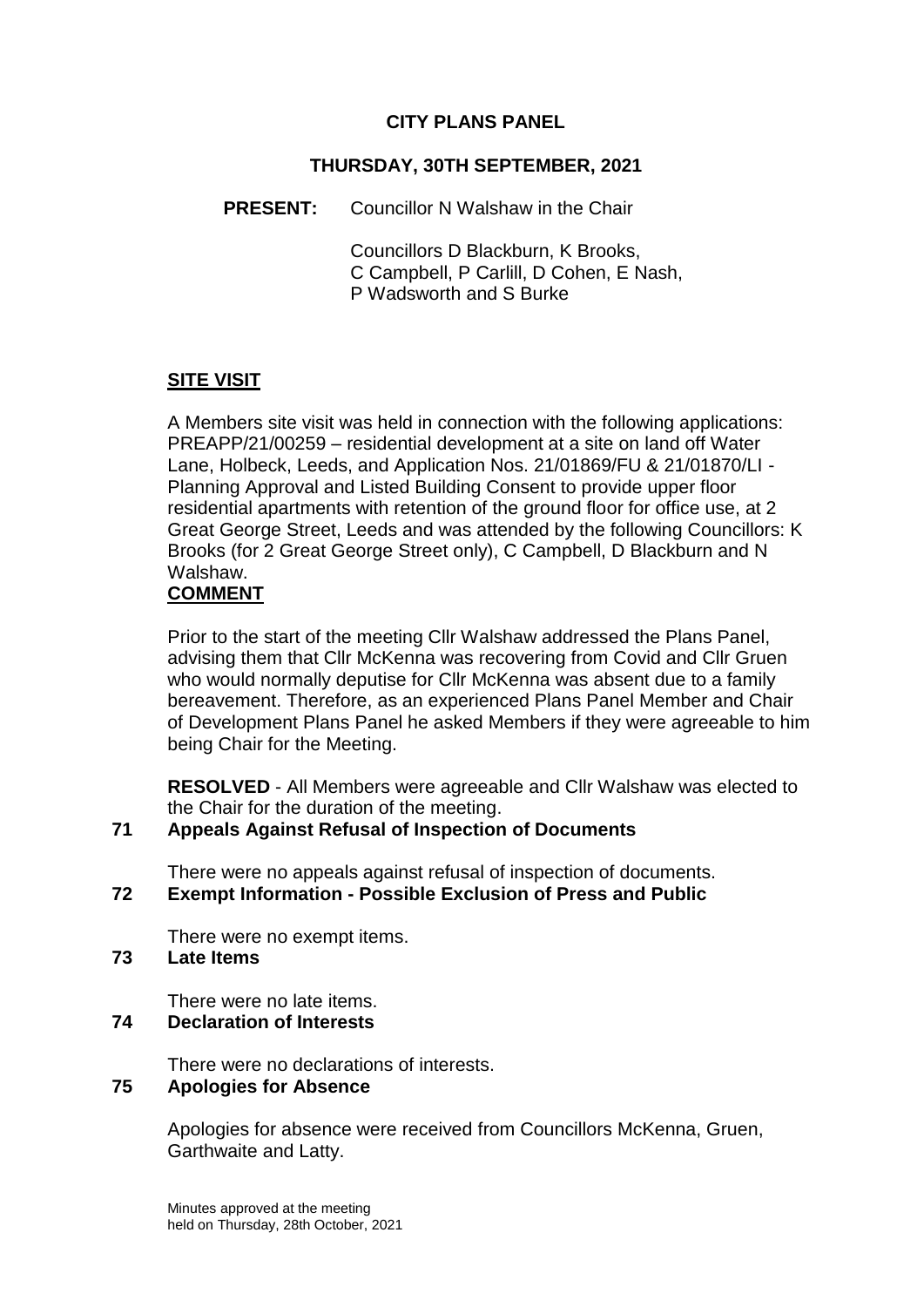# CITY PLANS PANEL

## THURSDAY, 30TH SEPTEMBER, 2021

**PRESENT:** Councillor N Walshaw in the Chair

Councillors D Blackburn, K Brooks, C Campbell, P Carlill, D Cohen, E Nash, P Wadsworth and S Burke

**SITE VISIT**

A Members site visit was held in connection with the following applications: PREAPP/21/00259 – residential development at a site on land off Water Lane, Holbeck, Leeds, and Application Nos. 21/01869/FU & 21/01870/LI - Planning Approval and Listed Building Consent to provide upper floor residential apartments with retention of the ground floor for office use, at 2 Great George Street, Leeds and was attended by the following Councillors: K Brooks (for 2 Great George Street only), C Campbell, D Blackburn and N Walshaw.

**COMMENT**

Prior to the start of the meeting Cllr Walshaw addressed the Plans Panel, advising them that Cllr McKenna was recovering from Covid and Cllr Gruen who would normally deputise for Cllr McKenna was absent due to a family bereavement. Therefore, as an experienced Plans Panel Member and Chair of Development Plans Panel he asked Members if they were agreeable to him being Chair for the Meeting.

**RESOLVED** - All Members were agreeable and Cllr Walshaw was elected to the Chair for the duration of the meeting.

### 71 Appeals Against Refusal of Inspection of Documents

There were no appeals against refusal of inspection of documents.

### 72 Exempt Information - Possible Exclusion of Press and Public

There were no exempt items.

### 73 Late Items

There were no late items.

### 74 Declaration of Interests

There were no declarations of interests.

### 75 Apologies for Absence

Apologies for absence were received from Councillors McKenna, Gruen, Garthwaite and Latty.

Minutes approved at the meeting held on Thursday, 28th October, 2021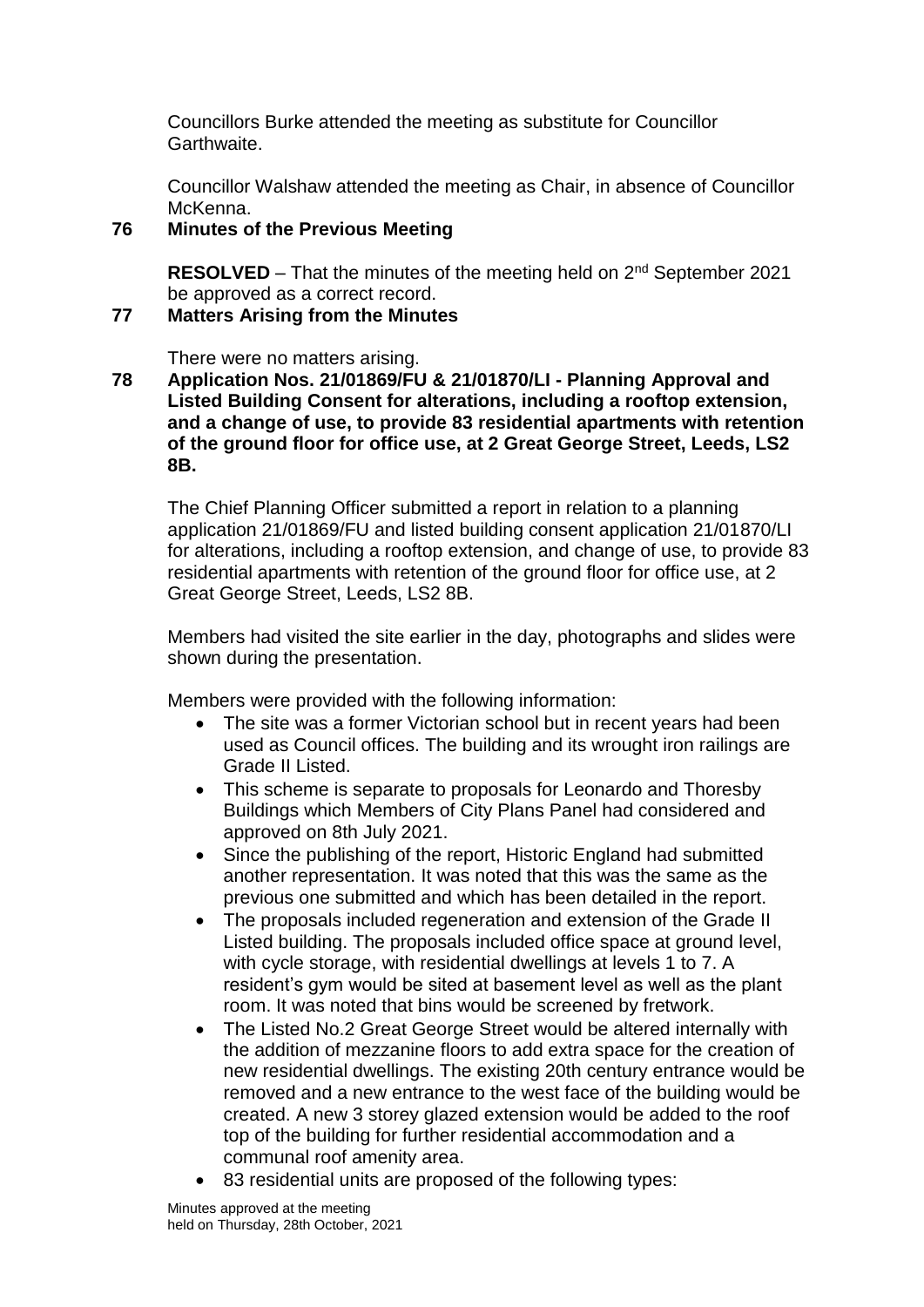Councillors Burke attended the meeting as substitute for Councillor Garthwaite.

Councillor Walshaw attended the meeting as Chair, in absence of Councillor McKenna.

**76 Minutes of the Previous Meeting**

**RESOLVED** – That the minutes of the meeting held on 2nd September 2021 be approved as a correct record.

**77 Matters Arising from the Minutes**

There were no matters arising.

**78 Application Nos. 21/01869/FU & 21/01870/LI - Planning Approval and Listed Building Consent for alterations, including a rooftop extension, and a change of use, to provide 83 residential apartments with retention of the ground floor for office use, at 2 Great George Street, Leeds, LS2 8B.**

The Chief Planning Officer submitted a report in relation to a planning application 21/01869/FU and listed building consent application 21/01870/LI for alterations, including a rooftop extension, and change of use, to provide 83 residential apartments with retention of the ground floor for office use, at 2 Great George Street, Leeds, LS2 8B.

Members had visited the site earlier in the day, photographs and slides were shown during the presentation.

Members were provided with the following information:

- The site was a former Victorian school but in recent years had been used as Council offices. The building and its wrought iron railings are Grade II Listed.
- This scheme is separate to proposals for Leonardo and Thoresby Buildings which Members of City Plans Panel had considered and approved on 8th July 2021.
- Since the publishing of the report, Historic England had submitted another representation. It was noted that this was the same as the previous one submitted and which has been detailed in the report.
- The proposals included regeneration and extension of the Grade II Listed building. The proposals included office space at ground level, with cycle storage, with residential dwellings at levels 1 to 7. A resident's gym would be sited at basement level as well as the plant room. It was noted that bins would be screened by fretwork.
- The Listed No.2 Great George Street would be altered internally with the addition of mezzanine floors to add extra space for the creation of new residential dwellings. The existing 20th century entrance would be removed and a new entrance to the west face of the building would be created. A new 3 storey glazed extension would be added to the roof top of the building for further residential accommodation and a communal roof amenity area.
- 83 residential units are proposed of the following types:

Minutes approved at the meeting held on Thursday, 28th October, 2021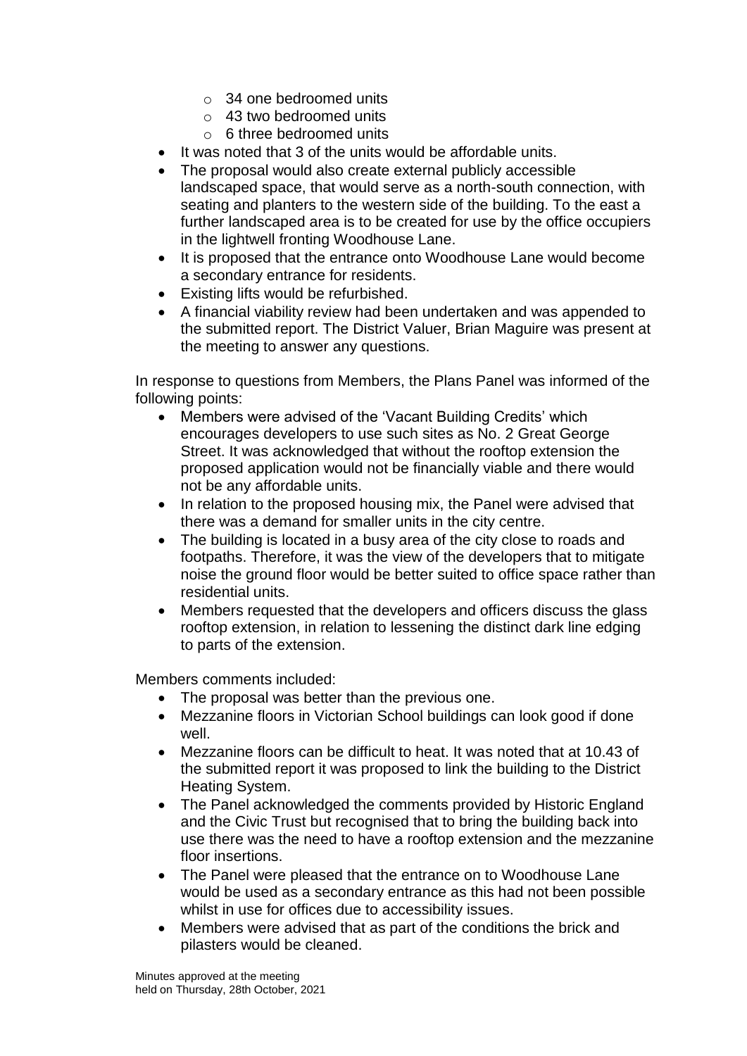- 34 one bedroomed units
  - 43 two bedroomed units
  - 6 three bedroomed units
- It was noted that 3 of the units would be affordable units.
- The proposal would also create external publicly accessible landscaped space, that would serve as a north-south connection, with seating and planters to the western side of the building. To the east a further landscaped area is to be created for use by the office occupiers in the lightwell fronting Woodhouse Lane.
- It is proposed that the entrance onto Woodhouse Lane would become a secondary entrance for residents.
- Existing lifts would be refurbished.
- A financial viability review had been undertaken and was appended to the submitted report. The District Valuer, Brian Maguire was present at the meeting to answer any questions.

In response to questions from Members, the Plans Panel was informed of the following points:

- Members were advised of the 'Vacant Building Credits' which encourages developers to use such sites as No. 2 Great George Street. It was acknowledged that without the rooftop extension the proposed application would not be financially viable and there would not be any affordable units.
- In relation to the proposed housing mix, the Panel were advised that there was a demand for smaller units in the city centre.
- The building is located in a busy area of the city close to roads and footpaths. Therefore, it was the view of the developers that to mitigate noise the ground floor would be better suited to office space rather than residential units.
- Members requested that the developers and officers discuss the glass rooftop extension, in relation to lessening the distinct dark line edging to parts of the extension.

Members comments included:

- The proposal was better than the previous one.
- Mezzanine floors in Victorian School buildings can look good if done well.
- Mezzanine floors can be difficult to heat. It was noted that at 10.43 of the submitted report it was proposed to link the building to the District Heating System.
- The Panel acknowledged the comments provided by Historic England and the Civic Trust but recognised that to bring the building back into use there was the need to have a rooftop extension and the mezzanine floor insertions.
- The Panel were pleased that the entrance on to Woodhouse Lane would be used as a secondary entrance as this had not been possible whilst in use for offices due to accessibility issues.
- Members were advised that as part of the conditions the brick and pilasters would be cleaned.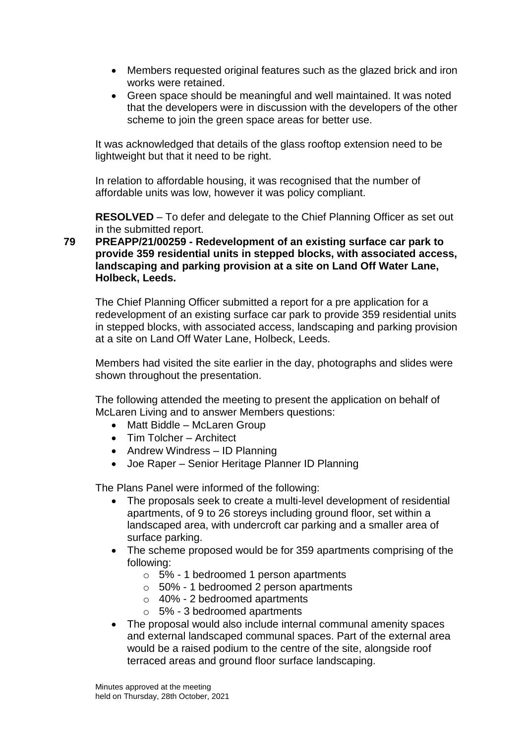- Members requested original features such as the glazed brick and iron works were retained.
- Green space should be meaningful and well maintained. It was noted that the developers were in discussion with the developers of the other scheme to join the green space areas for better use.

It was acknowledged that details of the glass rooftop extension need to be lightweight but that it need to be right.

In relation to affordable housing, it was recognised that the number of affordable units was low, however it was policy compliant.

**RESOLVED** – To defer and delegate to the Chief Planning Officer as set out in the submitted report.

**79 PREAPP/21/00259 - Redevelopment of an existing surface car park to provide 359 residential units in stepped blocks, with associated access, landscaping and parking provision at a site on Land Off Water Lane, Holbeck, Leeds.**

The Chief Planning Officer submitted a report for a pre application for a redevelopment of an existing surface car park to provide 359 residential units in stepped blocks, with associated access, landscaping and parking provision at a site on Land Off Water Lane, Holbeck, Leeds.

Members had visited the site earlier in the day, photographs and slides were shown throughout the presentation.

The following attended the meeting to present the application on behalf of McLaren Living and to answer Members questions:

- Matt Biddle – McLaren Group
- Tim Tolcher – Architect
- Andrew Windress – ID Planning
- Joe Raper – Senior Heritage Planner ID Planning

The Plans Panel were informed of the following:

- The proposals seek to create a multi-level development of residential apartments, of 9 to 26 storeys including ground floor, set within a landscaped area, with undercroft car parking and a smaller area of surface parking.
- The scheme proposed would be for 359 apartments comprising of the following:
  - 5% - 1 bedroomed 1 person apartments
  - 50% - 1 bedroomed 2 person apartments
  - 40% - 2 bedroomed apartments
  - 5% - 3 bedroomed apartments
- The proposal would also include internal communal amenity spaces and external landscaped communal spaces. Part of the external area would be a raised podium to the centre of the site, alongside roof terraced areas and ground floor surface landscaping.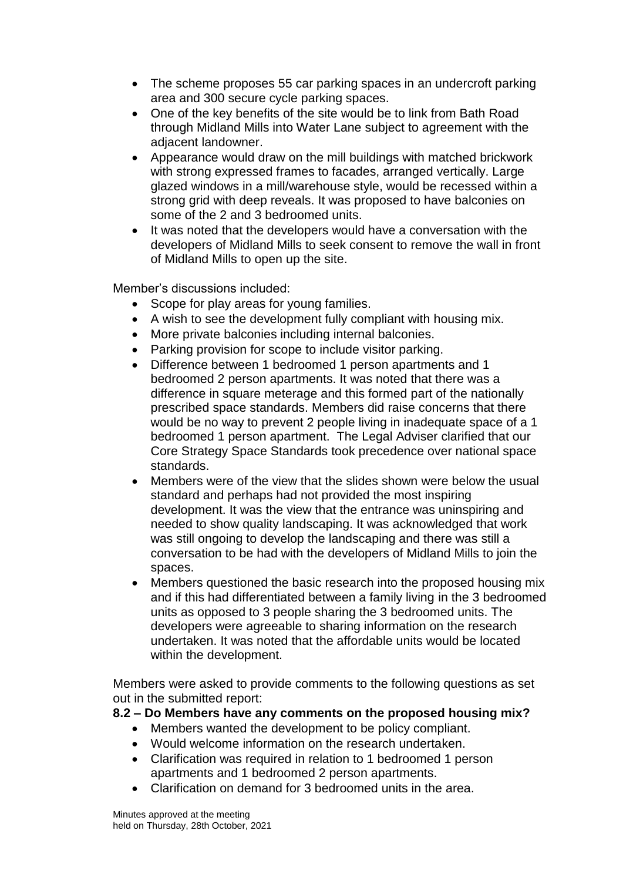- The scheme proposes 55 car parking spaces in an undercroft parking area and 300 secure cycle parking spaces.
- One of the key benefits of the site would be to link from Bath Road through Midland Mills into Water Lane subject to agreement with the adjacent landowner.
- Appearance would draw on the mill buildings with matched brickwork with strong expressed frames to facades, arranged vertically. Large glazed windows in a mill/warehouse style, would be recessed within a strong grid with deep reveals. It was proposed to have balconies on some of the 2 and 3 bedroomed units.
- It was noted that the developers would have a conversation with the developers of Midland Mills to seek consent to remove the wall in front of Midland Mills to open up the site.

Member's discussions included:

- Scope for play areas for young families.
- A wish to see the development fully compliant with housing mix.
- More private balconies including internal balconies.
- Parking provision for scope to include visitor parking.
- Difference between 1 bedroomed 1 person apartments and 1 bedroomed 2 person apartments. It was noted that there was a difference in square meterage and this formed part of the nationally prescribed space standards. Members did raise concerns that there would be no way to prevent 2 people living in inadequate space of a 1 bedroomed 1 person apartment. The Legal Adviser clarified that our Core Strategy Space Standards took precedence over national space standards.
- Members were of the view that the slides shown were below the usual standard and perhaps had not provided the most inspiring development. It was the view that the entrance was uninspiring and needed to show quality landscaping. It was acknowledged that work was still ongoing to develop the landscaping and there was still a conversation to be had with the developers of Midland Mills to join the spaces.
- Members questioned the basic research into the proposed housing mix and if this had differentiated between a family living in the 3 bedroomed units as opposed to 3 people sharing the 3 bedroomed units. The developers were agreeable to sharing information on the research undertaken. It was noted that the affordable units would be located within the development.

Members were asked to provide comments to the following questions as set out in the submitted report:

**8.2 – Do Members have any comments on the proposed housing mix?**

- Members wanted the development to be policy compliant.
- Would welcome information on the research undertaken.
- Clarification was required in relation to 1 bedroomed 1 person apartments and 1 bedroomed 2 person apartments.
- Clarification on demand for 3 bedroomed units in the area.

Minutes approved at the meeting
held on Thursday, 28th October, 2021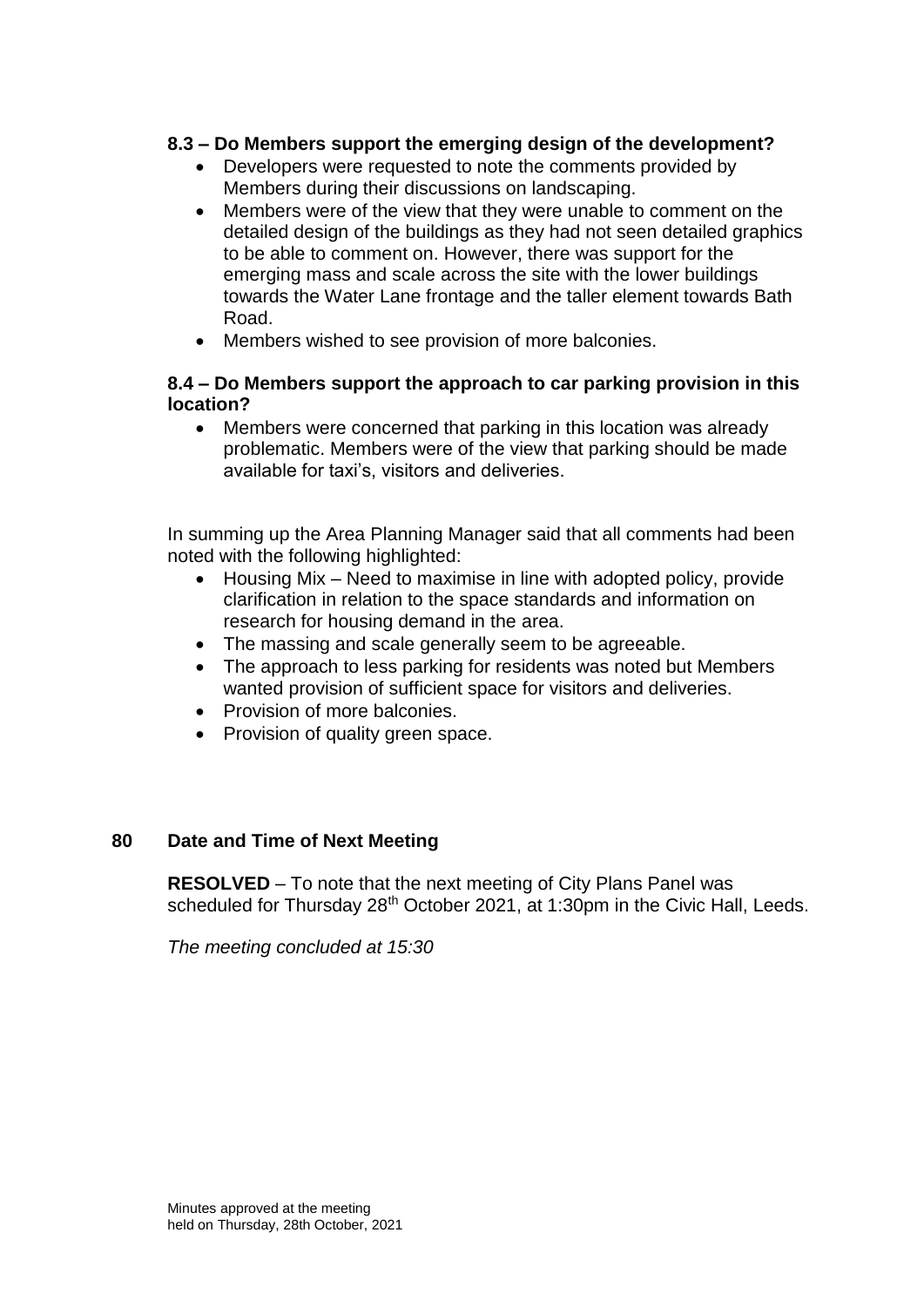**8.3 – Do Members support the emerging design of the development?**

- Developers were requested to note the comments provided by Members during their discussions on landscaping.
- Members were of the view that they were unable to comment on the detailed design of the buildings as they had not seen detailed graphics to be able to comment on. However, there was support for the emerging mass and scale across the site with the lower buildings towards the Water Lane frontage and the taller element towards Bath Road.
- Members wished to see provision of more balconies.

**8.4 – Do Members support the approach to car parking provision in this location?**

- Members were concerned that parking in this location was already problematic. Members were of the view that parking should be made available for taxi's, visitors and deliveries.

In summing up the Area Planning Manager said that all comments had been noted with the following highlighted:

- Housing Mix – Need to maximise in line with adopted policy, provide clarification in relation to the space standards and information on research for housing demand in the area.
- The massing and scale generally seem to be agreeable.
- The approach to less parking for residents was noted but Members wanted provision of sufficient space for visitors and deliveries.
- Provision of more balconies.
- Provision of quality green space.

**80 Date and Time of Next Meeting**

**RESOLVED** – To note that the next meeting of City Plans Panel was scheduled for Thursday 28th October 2021, at 1:30pm in the Civic Hall, Leeds.

*The meeting concluded at 15:30*

Minutes approved at the meeting
held on Thursday, 28th October, 2021